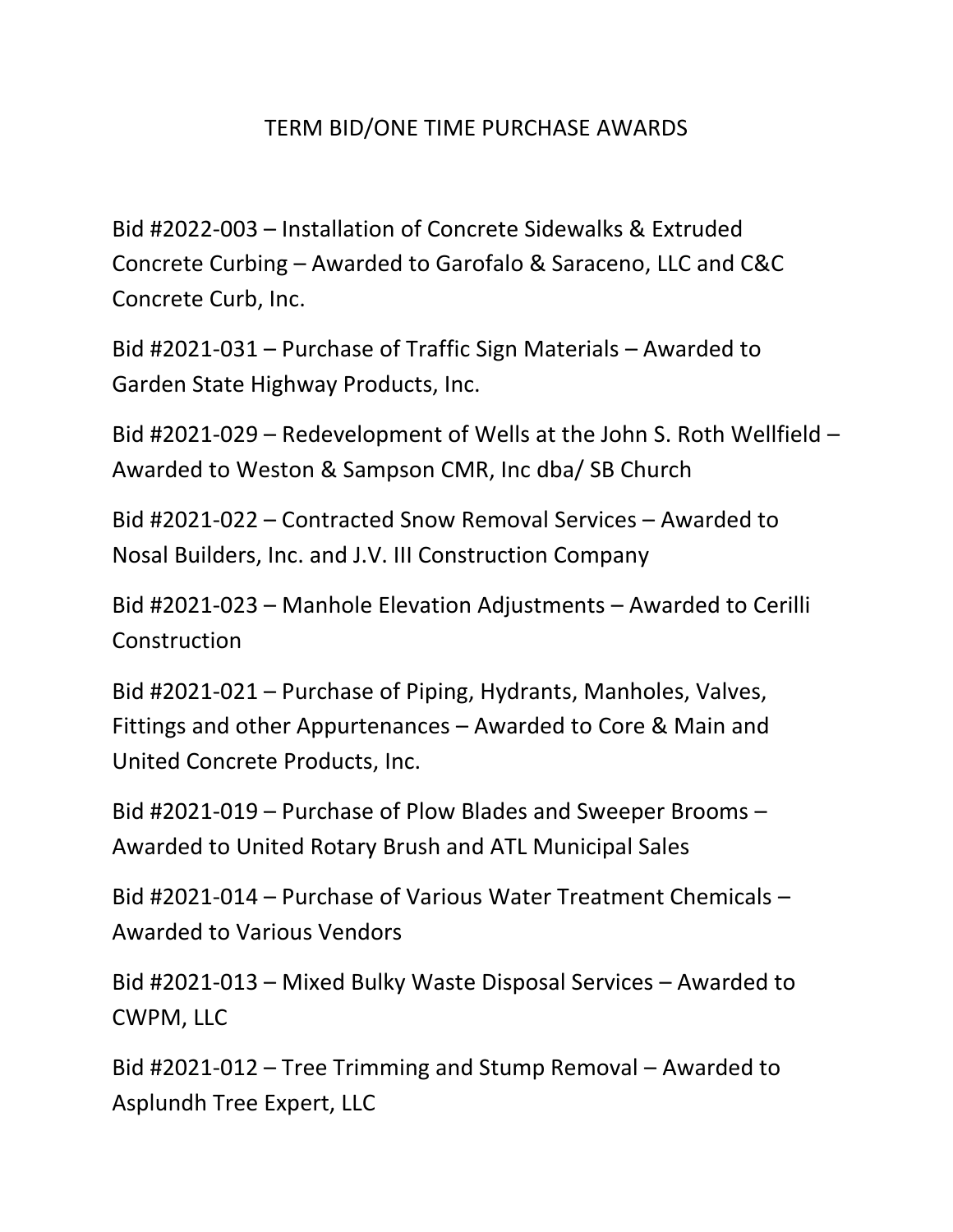# TERM BID/ONE TIME PURCHASE AWARDS

Bid #2022-003 – Installation of Concrete Sidewalks & Extruded Concrete Curbing – Awarded to Garofalo & Saraceno, LLC and C&C Concrete Curb, Inc.

Bid #2021-031 – Purchase of Traffic Sign Materials – Awarded to Garden State Highway Products, Inc.

Bid #2021-029 – Redevelopment of Wells at the John S. Roth Wellfield – Awarded to Weston & Sampson CMR, Inc dba/ SB Church

Bid #2021-022 – Contracted Snow Removal Services – Awarded to Nosal Builders, Inc. and J.V. III Construction Company

Bid #2021-023 – Manhole Elevation Adjustments – Awarded to Cerilli Construction

Bid #2021-021 – Purchase of Piping, Hydrants, Manholes, Valves, Fittings and other Appurtenances – Awarded to Core & Main and United Concrete Products, Inc.

Bid #2021-019 – Purchase of Plow Blades and Sweeper Brooms – Awarded to United Rotary Brush and ATL Municipal Sales

Bid #2021-014 – Purchase of Various Water Treatment Chemicals – Awarded to Various Vendors

Bid #2021-013 – Mixed Bulky Waste Disposal Services – Awarded to CWPM, LLC

Bid #2021-012 – Tree Trimming and Stump Removal – Awarded to Asplundh Tree Expert, LLC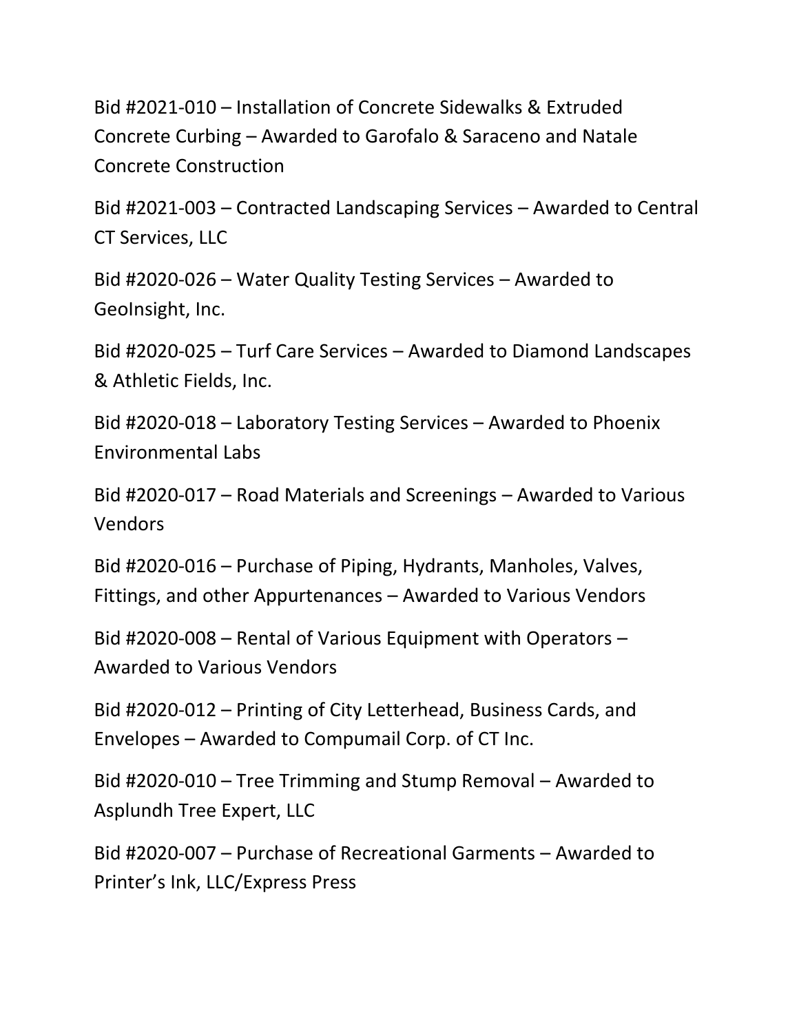Bid #2021-010 – Installation of Concrete Sidewalks & Extruded Concrete Curbing – Awarded to Garofalo & Saraceno and Natale Concrete Construction

Bid #2021-003 – Contracted Landscaping Services – Awarded to Central CT Services, LLC

Bid #2020-026 – Water Quality Testing Services – Awarded to GeoInsight, Inc.

Bid #2020-025 – Turf Care Services – Awarded to Diamond Landscapes & Athletic Fields, Inc.

Bid #2020-018 – Laboratory Testing Services – Awarded to Phoenix Environmental Labs

Bid #2020-017 – Road Materials and Screenings – Awarded to Various Vendors

Bid #2020-016 – Purchase of Piping, Hydrants, Manholes, Valves, Fittings, and other Appurtenances – Awarded to Various Vendors

Bid #2020-008 – Rental of Various Equipment with Operators – Awarded to Various Vendors

Bid #2020-012 – Printing of City Letterhead, Business Cards, and Envelopes – Awarded to Compumail Corp. of CT Inc.

Bid #2020-010 – Tree Trimming and Stump Removal – Awarded to Asplundh Tree Expert, LLC

Bid #2020-007 – Purchase of Recreational Garments – Awarded to Printer's Ink, LLC/Express Press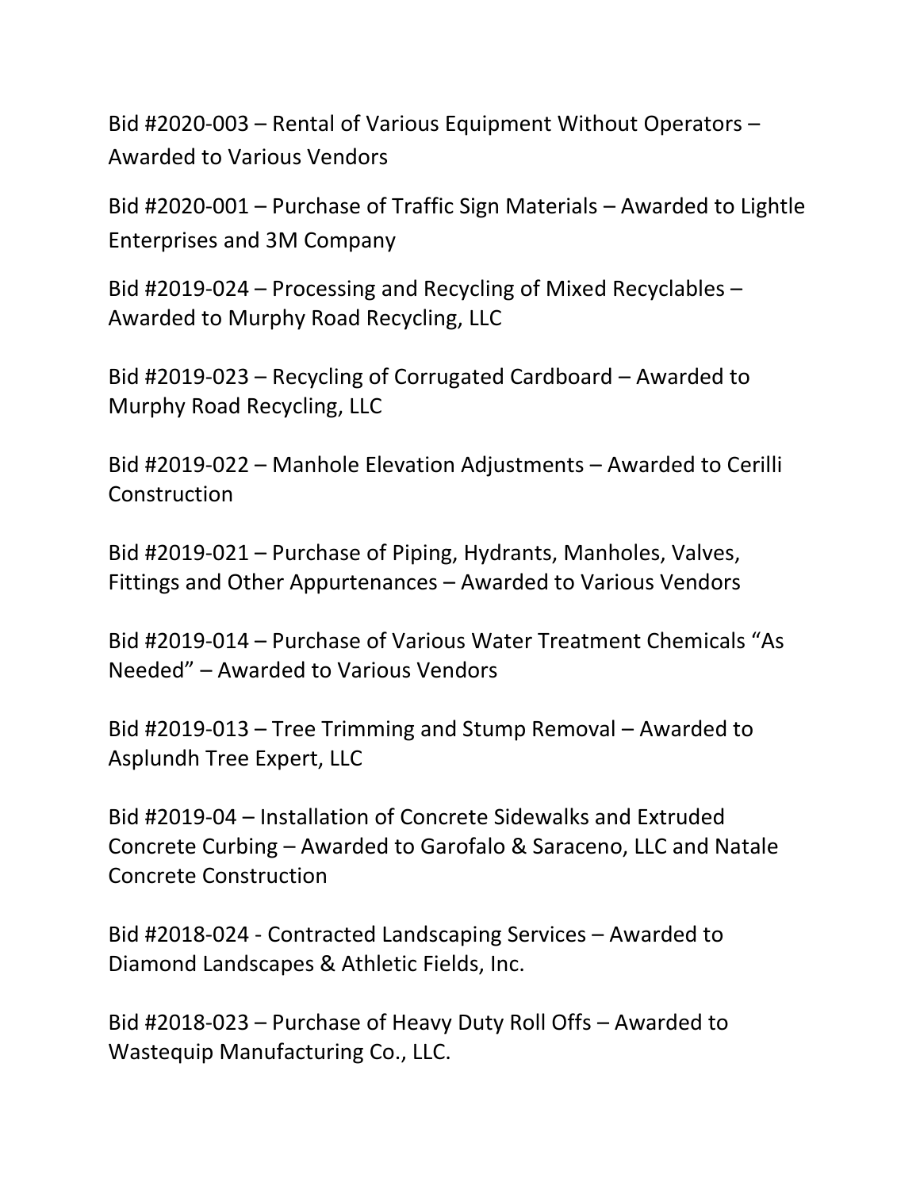Bid #2020-003 – Rental of Various Equipment Without Operators – Awarded to Various Vendors

Bid #2020-001 – Purchase of Traffic Sign Materials – Awarded to Lightle Enterprises and 3M Company

Bid #2019-024 – Processing and Recycling of Mixed Recyclables – Awarded to Murphy Road Recycling, LLC

Bid #2019-023 – Recycling of Corrugated Cardboard – Awarded to Murphy Road Recycling, LLC

Bid #2019-022 – Manhole Elevation Adjustments – Awarded to Cerilli Construction

Bid #2019-021 – Purchase of Piping, Hydrants, Manholes, Valves, Fittings and Other Appurtenances – Awarded to Various Vendors

Bid #2019-014 – Purchase of Various Water Treatment Chemicals "As Needed" – Awarded to Various Vendors

Bid #2019-013 – Tree Trimming and Stump Removal – Awarded to Asplundh Tree Expert, LLC

Bid #2019-04 – Installation of Concrete Sidewalks and Extruded Concrete Curbing – Awarded to Garofalo & Saraceno, LLC and Natale Concrete Construction

Bid #2018-024 - Contracted Landscaping Services – Awarded to Diamond Landscapes & Athletic Fields, Inc.

Bid #2018-023 – Purchase of Heavy Duty Roll Offs – Awarded to Wastequip Manufacturing Co., LLC.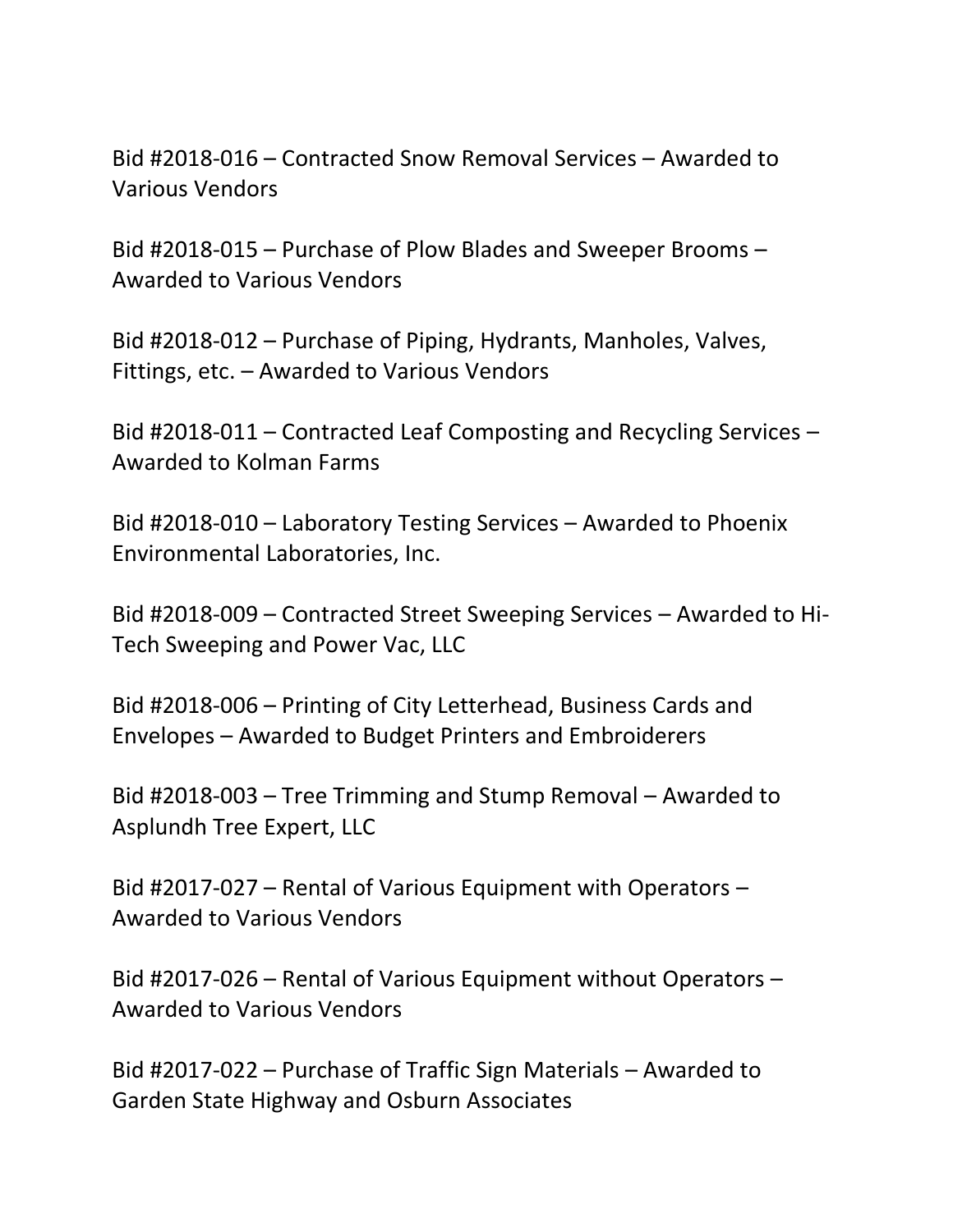Bid #2018-016 – Contracted Snow Removal Services – Awarded to Various Vendors

Bid #2018-015 – Purchase of Plow Blades and Sweeper Brooms – Awarded to Various Vendors

Bid #2018-012 – Purchase of Piping, Hydrants, Manholes, Valves, Fittings, etc. – Awarded to Various Vendors

Bid #2018-011 – Contracted Leaf Composting and Recycling Services – Awarded to Kolman Farms

Bid #2018-010 – Laboratory Testing Services – Awarded to Phoenix Environmental Laboratories, Inc.

Bid #2018-009 – Contracted Street Sweeping Services – Awarded to Hi-Tech Sweeping and Power Vac, LLC

Bid #2018-006 – Printing of City Letterhead, Business Cards and Envelopes – Awarded to Budget Printers and Embroiderers

Bid #2018-003 – Tree Trimming and Stump Removal – Awarded to Asplundh Tree Expert, LLC

Bid #2017-027 – Rental of Various Equipment with Operators – Awarded to Various Vendors

Bid #2017-026 – Rental of Various Equipment without Operators – Awarded to Various Vendors

Bid #2017-022 – Purchase of Traffic Sign Materials – Awarded to Garden State Highway and Osburn Associates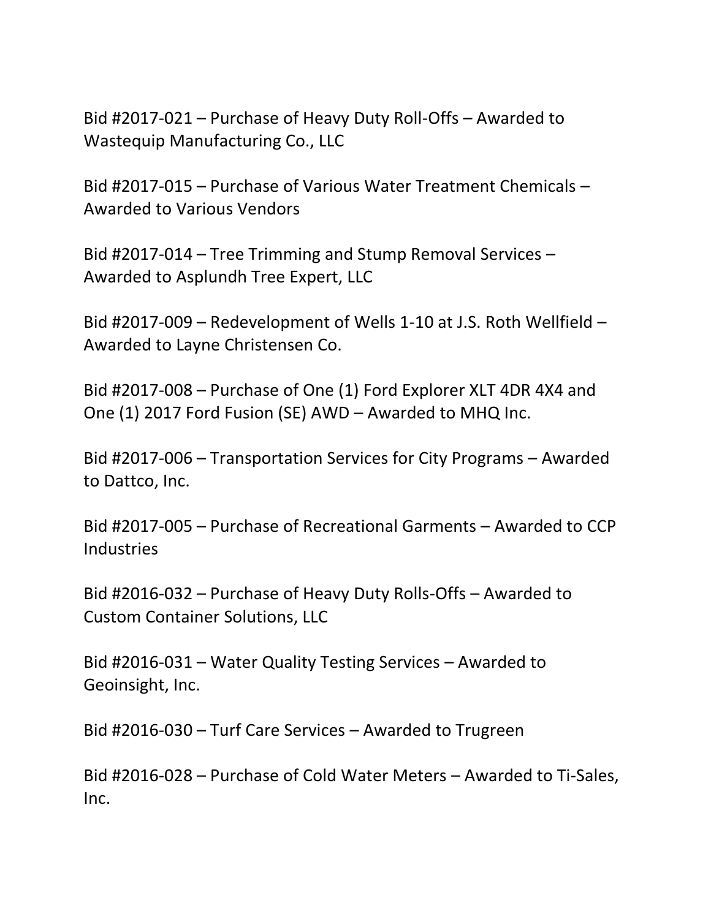Bid #2017-021 – Purchase of Heavy Duty Roll-Offs – Awarded to Wastequip Manufacturing Co., LLC

Bid #2017-015 – Purchase of Various Water Treatment Chemicals – Awarded to Various Vendors

Bid #2017-014 – Tree Trimming and Stump Removal Services – Awarded to Asplundh Tree Expert, LLC

Bid #2017-009 – Redevelopment of Wells 1-10 at J.S. Roth Wellfield – Awarded to Layne Christensen Co.

Bid #2017-008 – Purchase of One (1) Ford Explorer XLT 4DR 4X4 and One (1) 2017 Ford Fusion (SE) AWD – Awarded to MHQ Inc.

Bid #2017-006 – Transportation Services for City Programs – Awarded to Dattco, Inc.

Bid #2017-005 – Purchase of Recreational Garments – Awarded to CCP Industries

Bid #2016-032 – Purchase of Heavy Duty Rolls-Offs – Awarded to Custom Container Solutions, LLC

Bid #2016-031 – Water Quality Testing Services – Awarded to Geoinsight, Inc.

Bid #2016-030 – Turf Care Services – Awarded to Trugreen

Bid #2016-028 – Purchase of Cold Water Meters – Awarded to Ti-Sales, Inc.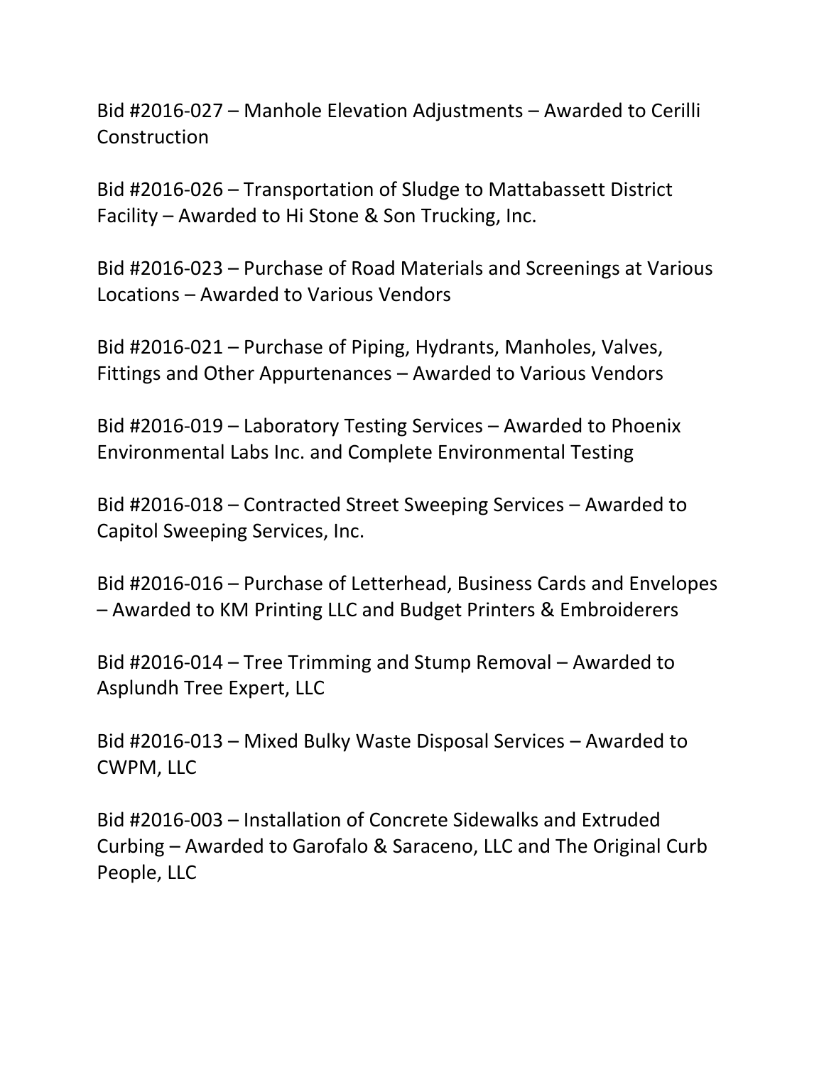Bid #2016-027 – Manhole Elevation Adjustments – Awarded to Cerilli Construction

Bid #2016-026 – Transportation of Sludge to Mattabassett District Facility – Awarded to Hi Stone & Son Trucking, Inc.

Bid #2016-023 – Purchase of Road Materials and Screenings at Various Locations – Awarded to Various Vendors

Bid #2016-021 – Purchase of Piping, Hydrants, Manholes, Valves, Fittings and Other Appurtenances – Awarded to Various Vendors

Bid #2016-019 – Laboratory Testing Services – Awarded to Phoenix Environmental Labs Inc. and Complete Environmental Testing

Bid #2016-018 – Contracted Street Sweeping Services – Awarded to Capitol Sweeping Services, Inc.

Bid #2016-016 – Purchase of Letterhead, Business Cards and Envelopes – Awarded to KM Printing LLC and Budget Printers & Embroiderers

Bid #2016-014 – Tree Trimming and Stump Removal – Awarded to Asplundh Tree Expert, LLC

Bid #2016-013 – Mixed Bulky Waste Disposal Services – Awarded to CWPM, LLC

Bid #2016-003 – Installation of Concrete Sidewalks and Extruded Curbing – Awarded to Garofalo & Saraceno, LLC and The Original Curb People, LLC